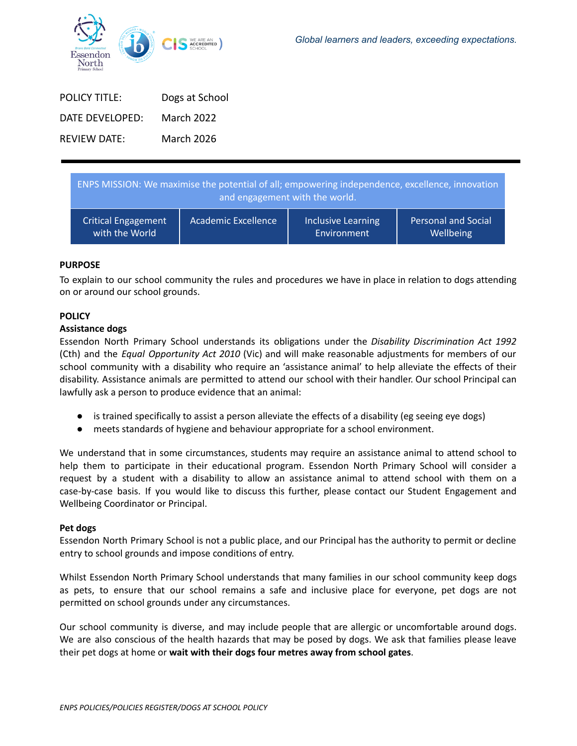Global learners and leaders, exceeding expectations.

| | |
|---|---|
| POLICY TITLE: | Dogs at School |
| DATE DEVELOPED: | March 2022 |
| REVIEW DATE: | March 2026 |

| ENPS MISSION: We maximise the potential of all; empowering independence, excellence, innovation and engagement with the world. | | | |
|---|---|---|---|
| Critical Engagement with the World | Academic Excellence | Inclusive Learning Environment | Personal and Social Wellbeing |

## PURPOSE

To explain to our school community the rules and procedures we have in place in relation to dogs attending on or around our school grounds.

## POLICY

### Assistance dogs

Essendon North Primary School understands its obligations under the *Disability Discrimination Act 1992* (Cth) and the *Equal Opportunity Act 2010* (Vic) and will make reasonable adjustments for members of our school community with a disability who require an 'assistance animal' to help alleviate the effects of their disability. Assistance animals are permitted to attend our school with their handler. Our school Principal can lawfully ask a person to produce evidence that an animal:

- is trained specifically to assist a person alleviate the effects of a disability (eg seeing eye dogs)
- meets standards of hygiene and behaviour appropriate for a school environment.

We understand that in some circumstances, students may require an assistance animal to attend school to help them to participate in their educational program. Essendon North Primary School will consider a request by a student with a disability to allow an assistance animal to attend school with them on a case-by-case basis. If you would like to discuss this further, please contact our Student Engagement and Wellbeing Coordinator or Principal.

### Pet dogs

Essendon North Primary School is not a public place, and our Principal has the authority to permit or decline entry to school grounds and impose conditions of entry.

Whilst Essendon North Primary School understands that many families in our school community keep dogs as pets, to ensure that our school remains a safe and inclusive place for everyone, pet dogs are not permitted on school grounds under any circumstances.

Our school community is diverse, and may include people that are allergic or uncomfortable around dogs. We are also conscious of the health hazards that may be posed by dogs. We ask that families please leave their pet dogs at home or **wait with their dogs four metres away from school gates**.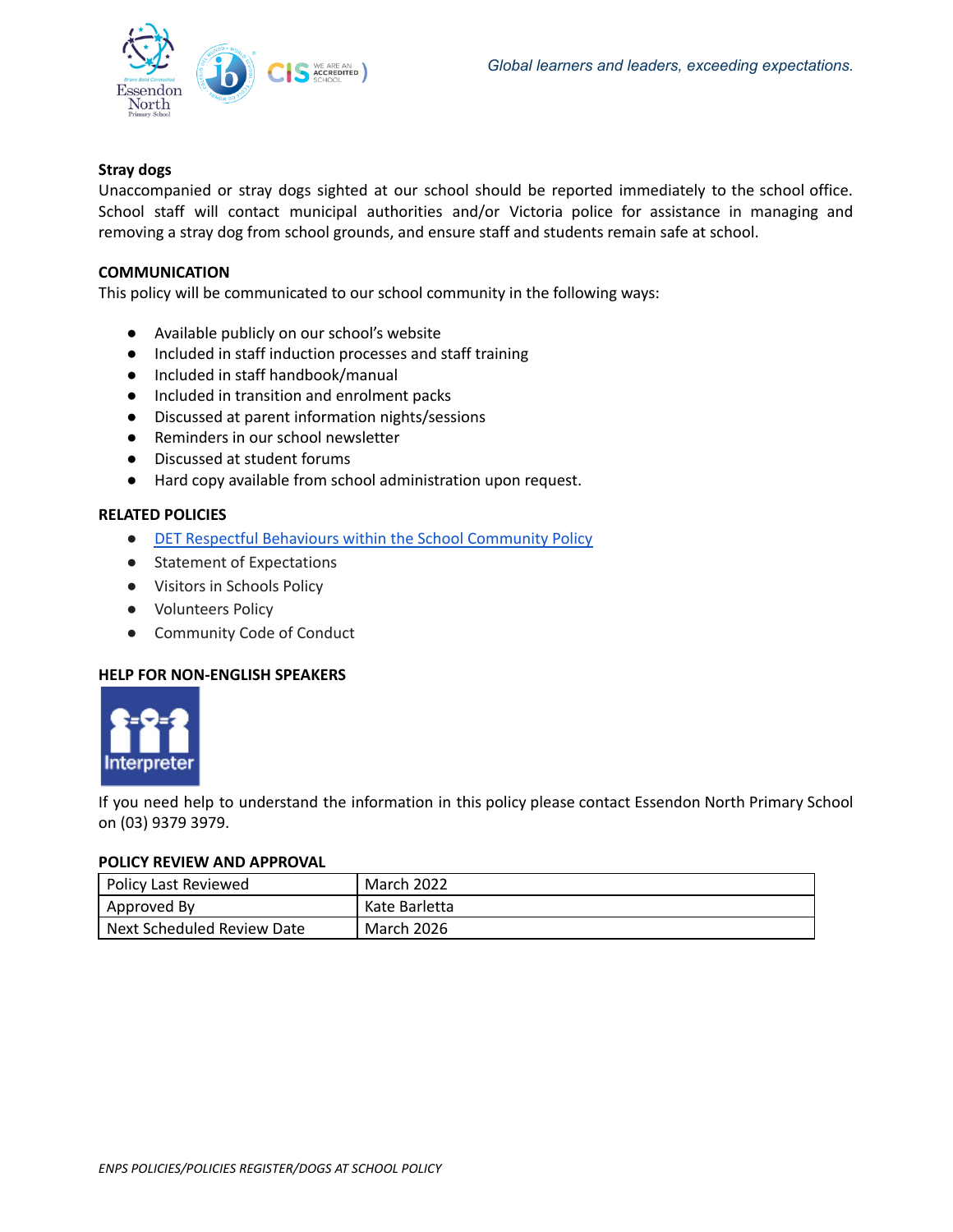**Stray dogs**

Unaccompanied or stray dogs sighted at our school should be reported immediately to the school office. School staff will contact municipal authorities and/or Victoria police for assistance in managing and removing a stray dog from school grounds, and ensure staff and students remain safe at school.

## COMMUNICATION

This policy will be communicated to our school community in the following ways:

- Available publicly on our school's website
- Included in staff induction processes and staff training
- Included in staff handbook/manual
- Included in transition and enrolment packs
- Discussed at parent information nights/sessions
- Reminders in our school newsletter
- Discussed at student forums
- Hard copy available from school administration upon request.

## RELATED POLICIES

- DET Respectful Behaviours within the School Community Policy
- Statement of Expectations
- Visitors in Schools Policy
- Volunteers Policy
- Community Code of Conduct

## HELP FOR NON-ENGLISH SPEAKERS

Interpreter

If you need help to understand the information in this policy please contact Essendon North Primary School on (03) 9379 3979.

## POLICY REVIEW AND APPROVAL

| | |
|---|---|
| Policy Last Reviewed | March 2022 |
| Approved By | Kate Barletta |
| Next Scheduled Review Date | March 2026 |